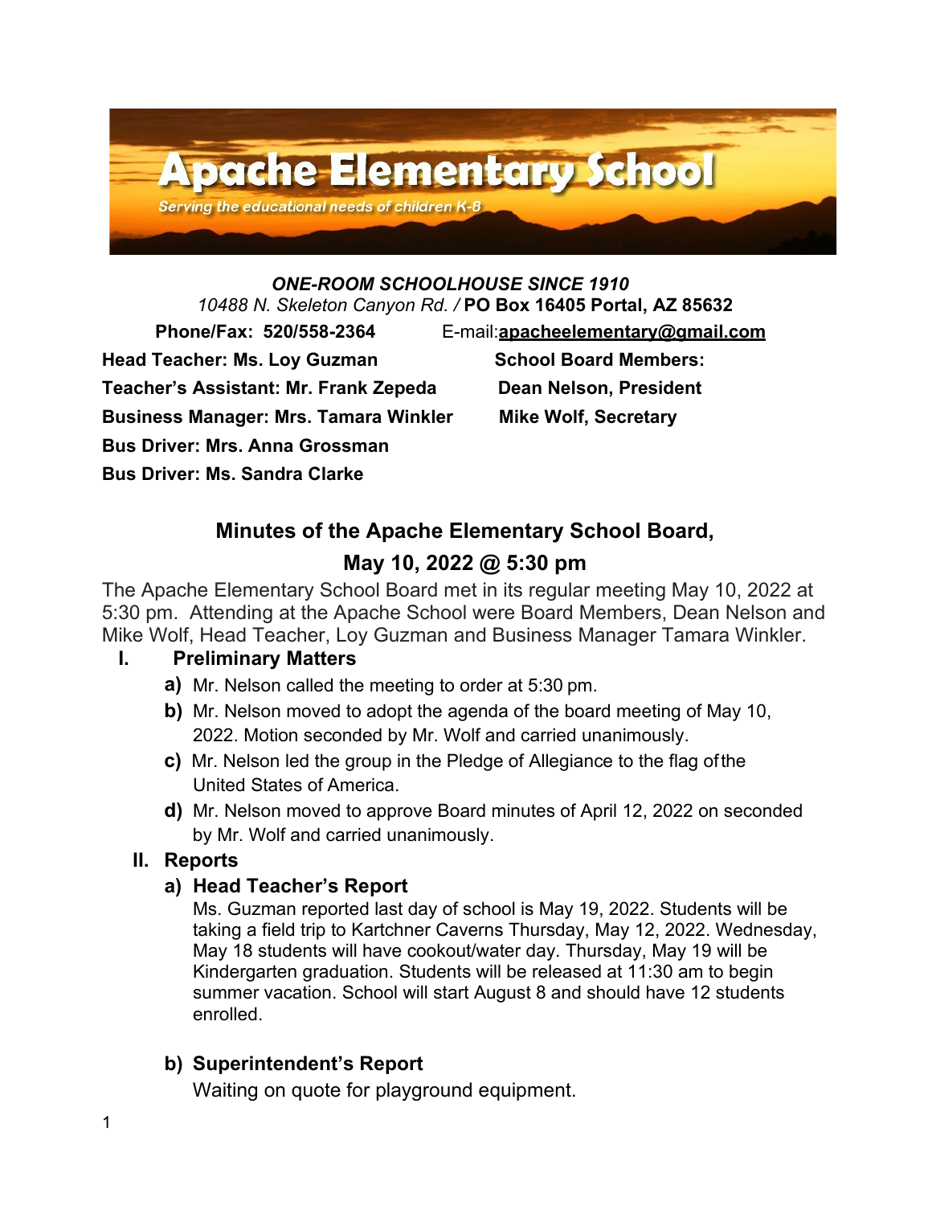# Apache Elementary School

*Serving the educational needs of children K-8*

***ONE-ROOM SCHOOLHOUSE SINCE 1910***

*10488 N. Skeleton Canyon Rd. /* **PO Box 16405 Portal, AZ 85632**

**Phone/Fax: 520/558-2364** E-mail:**apacheelementary@gmail.com**

**Head Teacher: Ms. Loy Guzman**
**Teacher's Assistant: Mr. Frank Zepeda**
**Business Manager: Mrs. Tamara Winkler**
**Bus Driver: Mrs. Anna Grossman**
**Bus Driver: Ms. Sandra Clarke**

**School Board Members:**
**Dean Nelson, President**
**Mike Wolf, Secretary**

## Minutes of the Apache Elementary School Board, May 10, 2022 @ 5:30 pm

The Apache Elementary School Board met in its regular meeting May 10, 2022 at 5:30 pm. Attending at the Apache School were Board Members, Dean Nelson and Mike Wolf, Head Teacher, Loy Guzman and Business Manager Tamara Winkler.

### I. Preliminary Matters

- **a)** Mr. Nelson called the meeting to order at 5:30 pm.
- **b)** Mr. Nelson moved to adopt the agenda of the board meeting of May 10, 2022. Motion seconded by Mr. Wolf and carried unanimously.
- **c)** Mr. Nelson led the group in the Pledge of Allegiance to the flag of the United States of America.
- **d)** Mr. Nelson moved to approve Board minutes of April 12, 2022 on seconded by Mr. Wolf and carried unanimously.

### II. Reports

#### a) Head Teacher's Report

Ms. Guzman reported last day of school is May 19, 2022. Students will be taking a field trip to Kartchner Caverns Thursday, May 12, 2022. Wednesday, May 18 students will have cookout/water day. Thursday, May 19 will be Kindergarten graduation. Students will be released at 11:30 am to begin summer vacation. School will start August 8 and should have 12 students enrolled.

#### b) Superintendent's Report

Waiting on quote for playground equipment.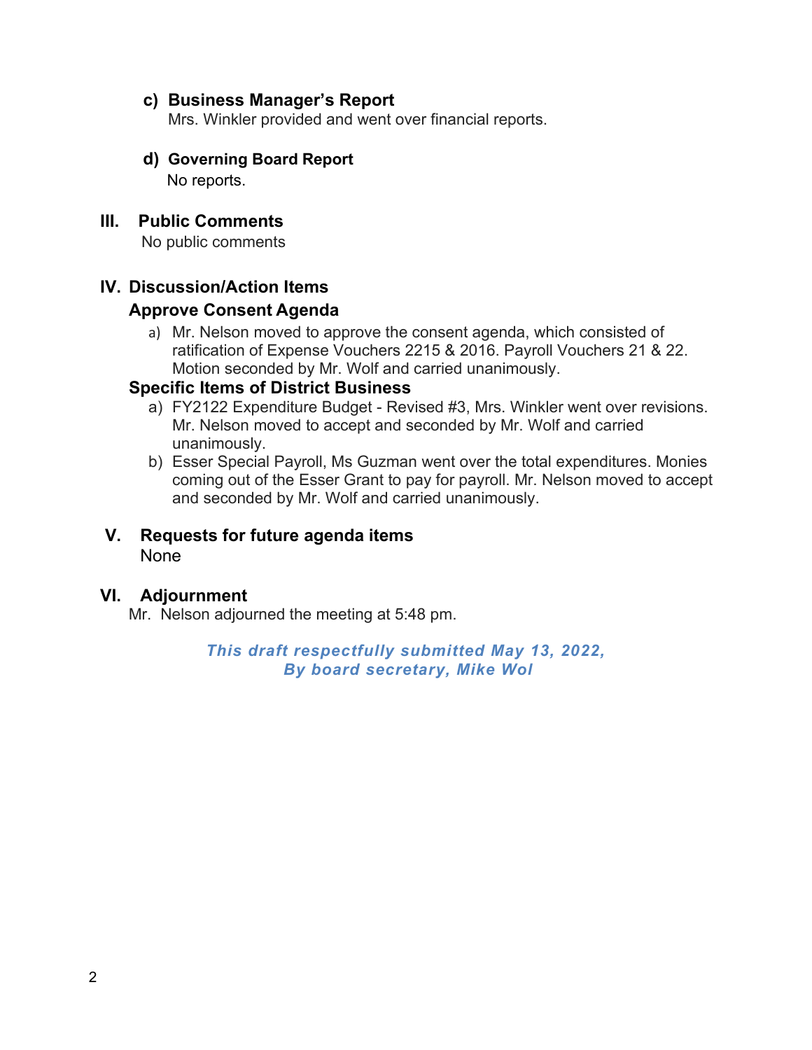### c) Business Manager's Report

Mrs. Winkler provided and went over financial reports.

### d) Governing Board Report

No reports.

## III. Public Comments

No public comments

## IV. Discussion/Action Items

### Approve Consent Agenda

a) Mr. Nelson moved to approve the consent agenda, which consisted of ratification of Expense Vouchers 2215 & 2016. Payroll Vouchers 21 & 22. Motion seconded by Mr. Wolf and carried unanimously.

### Specific Items of District Business

a) FY2122 Expenditure Budget - Revised #3, Mrs. Winkler went over revisions. Mr. Nelson moved to accept and seconded by Mr. Wolf and carried unanimously.

b) Esser Special Payroll, Ms Guzman went over the total expenditures. Monies coming out of the Esser Grant to pay for payroll. Mr. Nelson moved to accept and seconded by Mr. Wolf and carried unanimously.

## V. Requests for future agenda items

None

## VI. Adjournment

Mr. Nelson adjourned the meeting at 5:48 pm.

***This draft respectfully submitted May 13, 2022,***
***By board secretary, Mike Wol***